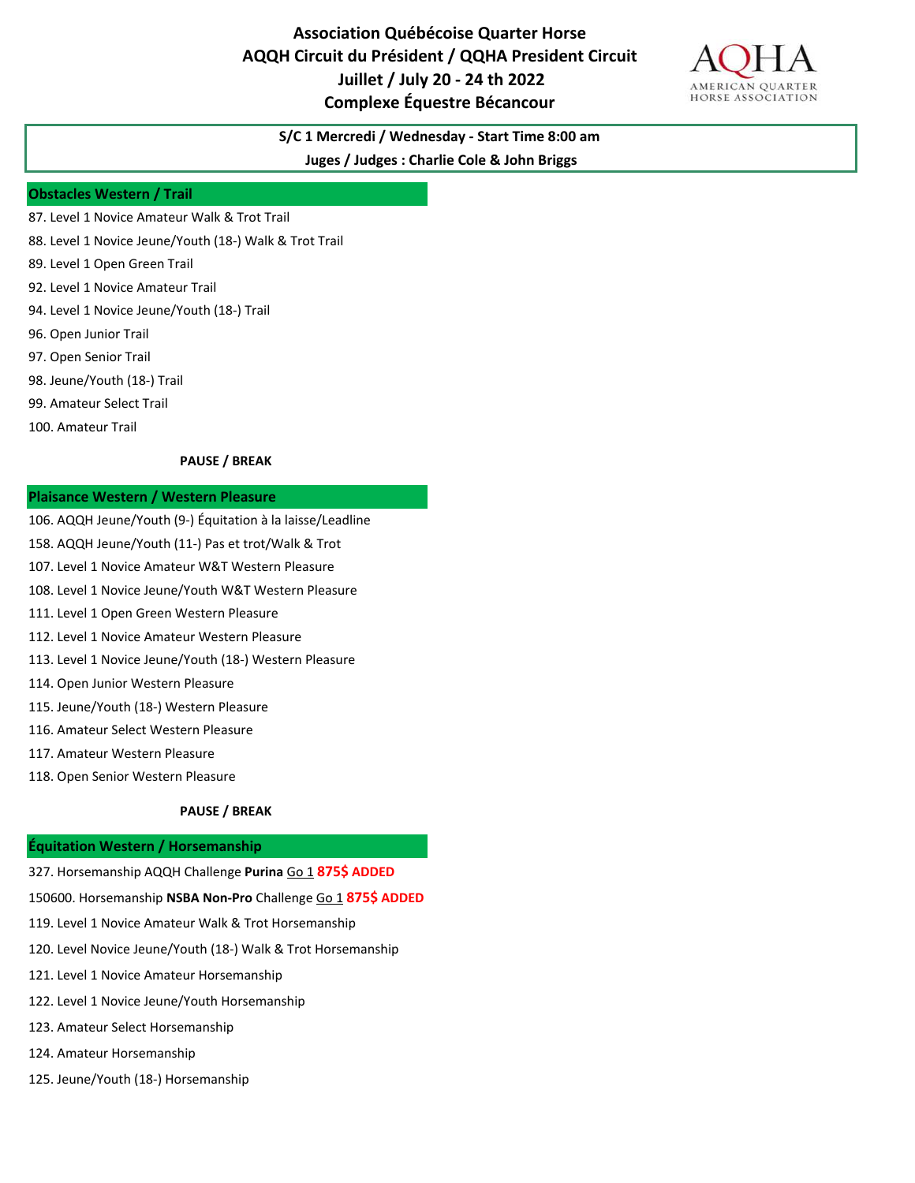# Association Québécoise Quarter Horse
# AQQH Circuit du Président / QQHA President Circuit
# Juillet / July 20 - 24 th 2022
# Complexe Équestre Bécancour

AQHA AMERICAN QUARTER HORSE ASSOCIATION

**S/C 1 Mercredi / Wednesday - Start Time 8:00 am**

**Juges / Judges : Charlie Cole & John Briggs**

## Obstacles Western / Trail

87. Level 1 Novice Amateur Walk & Trot Trail
88. Level 1 Novice Jeune/Youth (18-) Walk & Trot Trail
89. Level 1 Open Green Trail
92. Level 1 Novice Amateur Trail
94. Level 1 Novice Jeune/Youth (18-) Trail
96. Open Junior Trail
97. Open Senior Trail
98. Jeune/Youth (18-) Trail
99. Amateur Select Trail
100. Amateur Trail

**PAUSE / BREAK**

## Plaisance Western / Western Pleasure

106. AQQH Jeune/Youth (9-) Équitation à la laisse/Leadline
158. AQQH Jeune/Youth (11-) Pas et trot/Walk & Trot
107. Level 1 Novice Amateur W&T Western Pleasure
108. Level 1 Novice Jeune/Youth W&T Western Pleasure
111. Level 1 Open Green Western Pleasure
112. Level 1 Novice Amateur Western Pleasure
113. Level 1 Novice Jeune/Youth (18-) Western Pleasure
114. Open Junior Western Pleasure
115. Jeune/Youth (18-) Western Pleasure
116. Amateur Select Western Pleasure
117. Amateur Western Pleasure
118. Open Senior Western Pleasure

**PAUSE / BREAK**

## Équitation Western / Horsemanship

327. Horsemanship AQQH Challenge **Purina** Go 1 **875$ ADDED**
150600. Horsemanship **NSBA Non-Pro** Challenge Go 1 **875$ ADDED**
119. Level 1 Novice Amateur Walk & Trot Horsemanship
120. Level Novice Jeune/Youth (18-) Walk & Trot Horsemanship
121. Level 1 Novice Amateur Horsemanship
122. Level 1 Novice Jeune/Youth Horsemanship
123. Amateur Select Horsemanship
124. Amateur Horsemanship
125. Jeune/Youth (18-) Horsemanship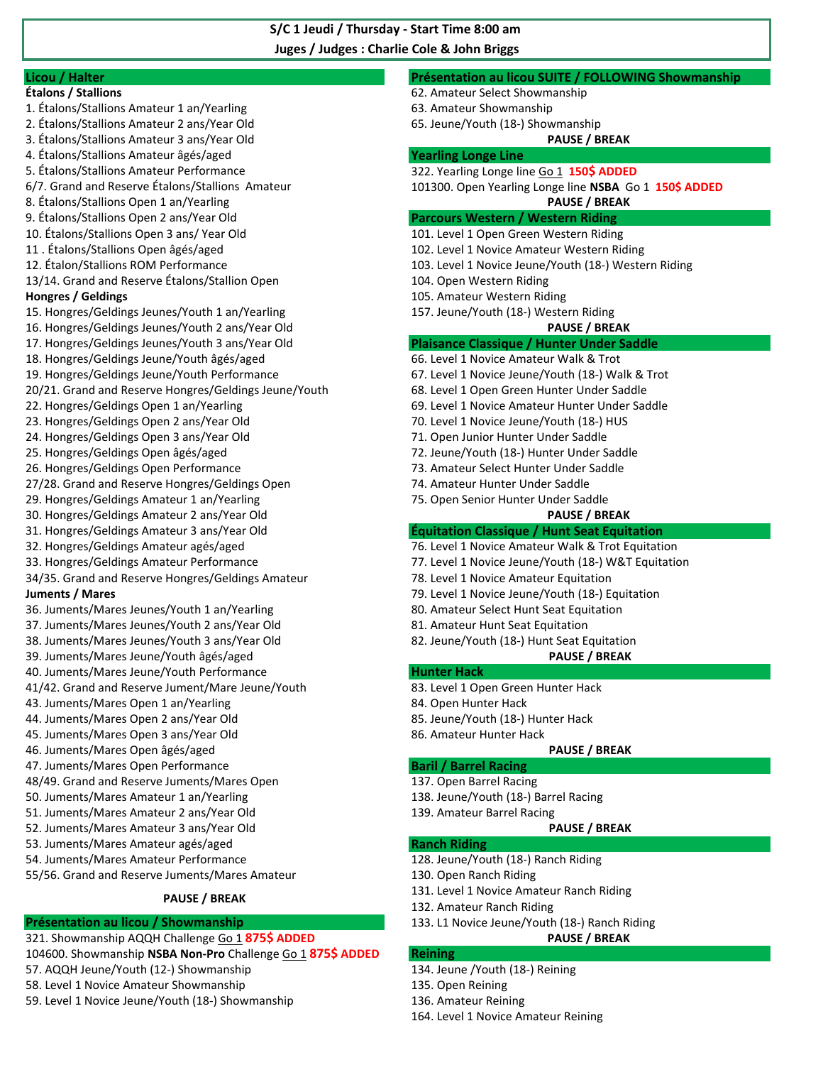## S/C 1 Jeudi / Thursday - Start Time 8:00 am
**Juges / Judges : Charlie Cole & John Briggs**

### Licou / Halter

**Étalons / Stallions**

1. Étalons/Stallions Amateur 1 an/Yearling
2. Étalons/Stallions Amateur 2 ans/Year Old
3. Étalons/Stallions Amateur 3 ans/Year Old
4. Étalons/Stallions Amateur âgés/aged
5. Étalons/Stallions Amateur Performance

6/7. Grand and Reserve Étalons/Stallions Amateur

8. Étalons/Stallions Open 1 an/Yearling
9. Étalons/Stallions Open 2 ans/Year Old
10. Étalons/Stallions Open 3 ans/ Year Old
11 . Étalons/Stallions Open âgés/aged
12. Étalon/Stallions ROM Performance

13/14. Grand and Reserve Étalons/Stallion Open

**Hongres / Geldings**

15. Hongres/Geldings Jeunes/Youth 1 an/Yearling
16. Hongres/Geldings Jeunes/Youth 2 ans/Year Old
17. Hongres/Geldings Jeunes/Youth 3 ans/Year Old
18. Hongres/Geldings Jeune/Youth âgés/aged
19. Hongres/Geldings Jeune/Youth Performance

20/21. Grand and Reserve Hongres/Geldings Jeune/Youth

22. Hongres/Geldings Open 1 an/Yearling
23. Hongres/Geldings Open 2 ans/Year Old
24. Hongres/Geldings Open 3 ans/Year Old
25. Hongres/Geldings Open âgés/aged
26. Hongres/Geldings Open Performance

27/28. Grand and Reserve Hongres/Geldings Open

29. Hongres/Geldings Amateur 1 an/Yearling
30. Hongres/Geldings Amateur 2 ans/Year Old
31. Hongres/Geldings Amateur 3 ans/Year Old
32. Hongres/Geldings Amateur agés/aged
33. Hongres/Geldings Amateur Performance

34/35. Grand and Reserve Hongres/Geldings Amateur

**Juments / Mares**

36. Juments/Mares Jeunes/Youth 1 an/Yearling
37. Juments/Mares Jeunes/Youth 2 ans/Year Old
38. Juments/Mares Jeunes/Youth 3 ans/Year Old
39. Juments/Mares Jeune/Youth âgés/aged
40. Juments/Mares Jeune/Youth Performance

41/42. Grand and Reserve Jument/Mare Jeune/Youth

43. Juments/Mares Open 1 an/Yearling
44. Juments/Mares Open 2 ans/Year Old
45. Juments/Mares Open 3 ans/Year Old
46. Juments/Mares Open âgés/aged
47. Juments/Mares Open Performance

48/49. Grand and Reserve Juments/Mares Open

50. Juments/Mares Amateur 1 an/Yearling
51. Juments/Mares Amateur 2 ans/Year Old
52. Juments/Mares Amateur 3 ans/Year Old
53. Juments/Mares Amateur agés/aged
54. Juments/Mares Amateur Performance

55/56. Grand and Reserve Juments/Mares Amateur

**PAUSE / BREAK**

### Présentation au licou / Showmanship

321. Showmanship AQQH Challenge Go 1 **875$ ADDED**

104600. Showmanship **NSBA Non-Pro** Challenge Go 1 **875$ ADDED**

57. AQQH Jeune/Youth (12-) Showmanship
58. Level 1 Novice Amateur Showmanship
59. Level 1 Novice Jeune/Youth (18-) Showmanship

### Présentation au licou SUITE / FOLLOWING Showmanship

62. Amateur Select Showmanship
63. Amateur Showmanship
65. Jeune/Youth (18-) Showmanship

**PAUSE / BREAK**

### Yearling Longe Line

322. Yearling Longe line Go 1 **150$ ADDED**

101300. Open Yearling Longe line **NSBA** Go 1 **150$ ADDED**

**PAUSE / BREAK**

### Parcours Western / Western Riding

101. Level 1 Open Green Western Riding
102. Level 1 Novice Amateur Western Riding
103. Level 1 Novice Jeune/Youth (18-) Western Riding
104. Open Western Riding
105. Amateur Western Riding
157. Jeune/Youth (18-) Western Riding

**PAUSE / BREAK**

### Plaisance Classique / Hunter Under Saddle

66. Level 1 Novice Amateur Walk & Trot
67. Level 1 Novice Jeune/Youth (18-) Walk & Trot
68. Level 1 Open Green Hunter Under Saddle
69. Level 1 Novice Amateur Hunter Under Saddle
70. Level 1 Novice Jeune/Youth (18-) HUS
71. Open Junior Hunter Under Saddle
72. Jeune/Youth (18-) Hunter Under Saddle
73. Amateur Select Hunter Under Saddle
74. Amateur Hunter Under Saddle
75. Open Senior Hunter Under Saddle

**PAUSE / BREAK**

### Équitation Classique / Hunt Seat Equitation

76. Level 1 Novice Amateur Walk & Trot Equitation
77. Level 1 Novice Jeune/Youth (18-) W&T Equitation
78. Level 1 Novice Amateur Equitation
79. Level 1 Novice Jeune/Youth (18-) Equitation
80. Amateur Select Hunt Seat Equitation
81. Amateur Hunt Seat Equitation
82. Jeune/Youth (18-) Hunt Seat Equitation

**PAUSE / BREAK**

### Hunter Hack

83. Level 1 Open Green Hunter Hack
84. Open Hunter Hack
85. Jeune/Youth (18-) Hunter Hack
86. Amateur Hunter Hack

**PAUSE / BREAK**

### Baril / Barrel Racing

137. Open Barrel Racing
138. Jeune/Youth (18-) Barrel Racing
139. Amateur Barrel Racing

**PAUSE / BREAK**

### Ranch Riding

128. Jeune/Youth (18-) Ranch Riding
130. Open Ranch Riding
131. Level 1 Novice Amateur Ranch Riding
132. Amateur Ranch Riding
133. L1 Novice Jeune/Youth (18-) Ranch Riding

**PAUSE / BREAK**

### Reining

134. Jeune /Youth (18-) Reining
135. Open Reining
136. Amateur Reining
164. Level 1 Novice Amateur Reining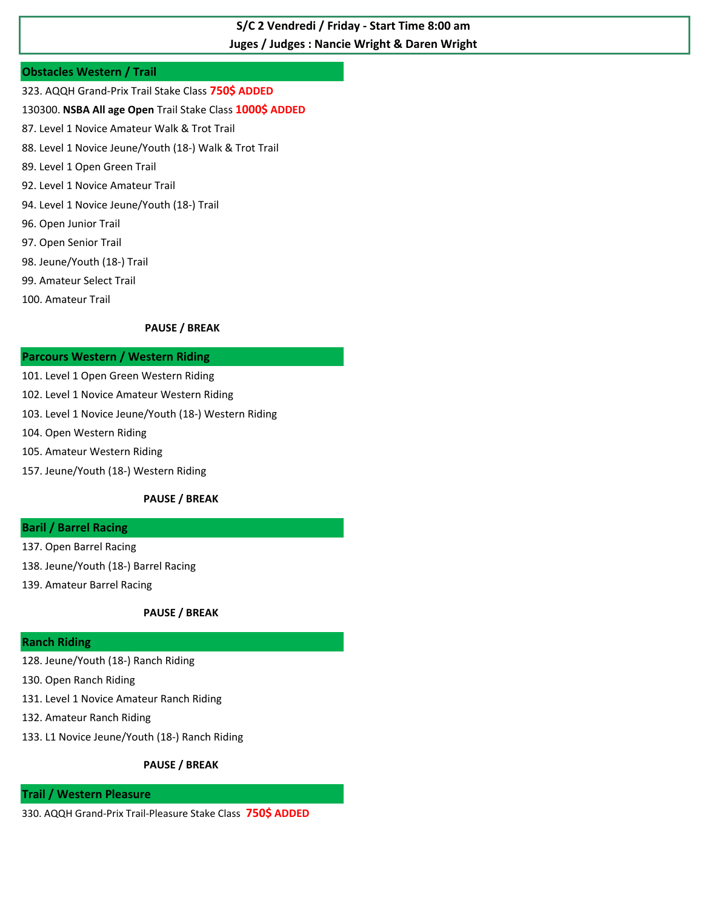# S/C 2 Vendredi / Friday - Start Time 8:00 am
**Juges / Judges : Nancie Wright & Daren Wright**

## Obstacles Western / Trail

323. AQQH Grand-Prix Trail Stake Class **750$ ADDED**

130300. **NSBA All age Open** Trail Stake Class **1000$ ADDED**

87. Level 1 Novice Amateur Walk & Trot Trail

88. Level 1 Novice Jeune/Youth (18-) Walk & Trot Trail

89. Level 1 Open Green Trail

92. Level 1 Novice Amateur Trail

94. Level 1 Novice Jeune/Youth (18-) Trail

96. Open Junior Trail

97. Open Senior Trail

98. Jeune/Youth (18-) Trail

99. Amateur Select Trail

100. Amateur Trail

**PAUSE / BREAK**

## Parcours Western / Western Riding

101. Level 1 Open Green Western Riding

102. Level 1 Novice Amateur Western Riding

103. Level 1 Novice Jeune/Youth (18-) Western Riding

104. Open Western Riding

105. Amateur Western Riding

157. Jeune/Youth (18-) Western Riding

**PAUSE / BREAK**

## Baril / Barrel Racing

137. Open Barrel Racing

138. Jeune/Youth (18-) Barrel Racing

139. Amateur Barrel Racing

**PAUSE / BREAK**

## Ranch Riding

128. Jeune/Youth (18-) Ranch Riding

130. Open Ranch Riding

131. Level 1 Novice Amateur Ranch Riding

132. Amateur Ranch Riding

133. L1 Novice Jeune/Youth (18-) Ranch Riding

**PAUSE / BREAK**

## Trail / Western Pleasure

330. AQQH Grand-Prix Trail-Pleasure Stake Class **750$ ADDED**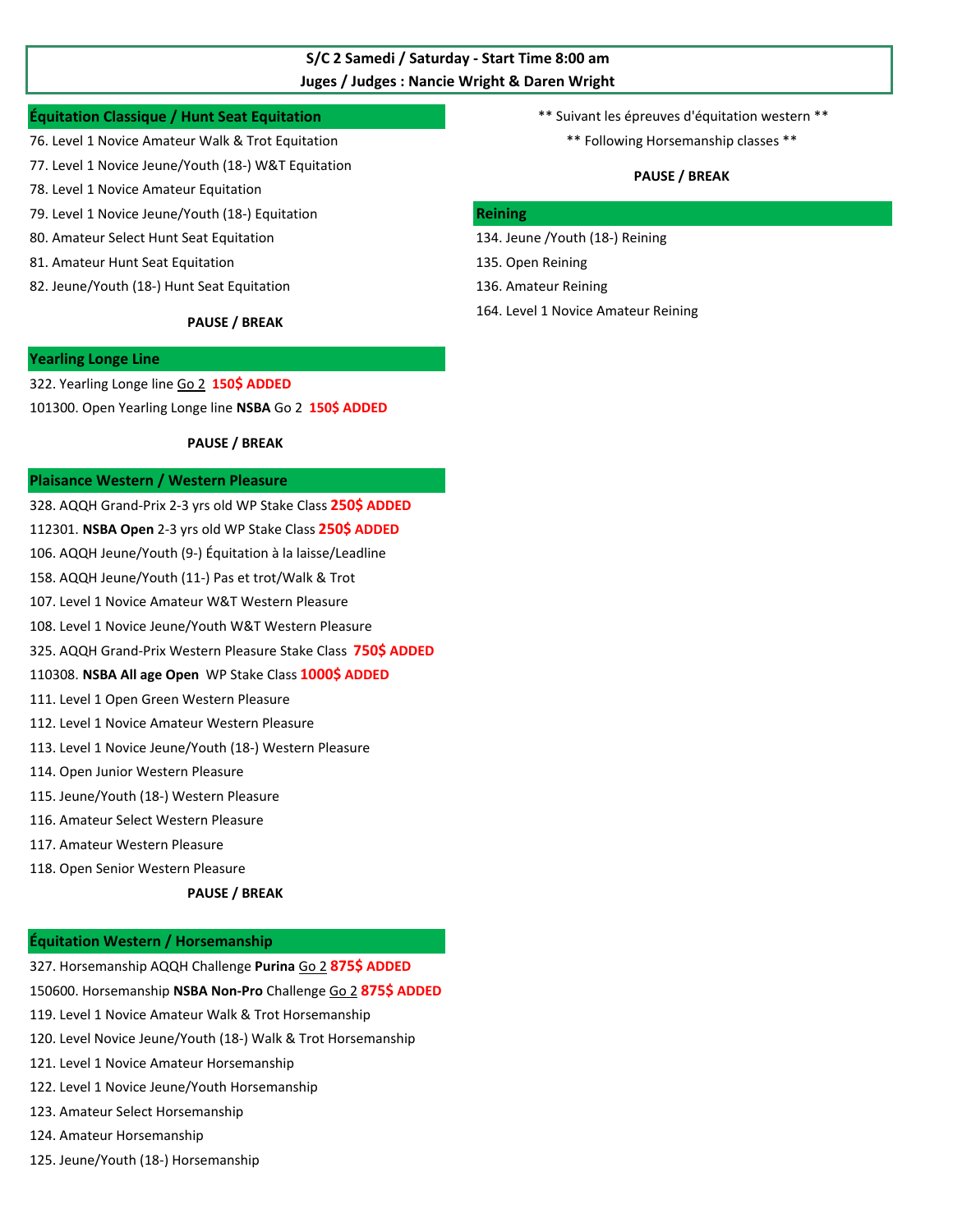## S/C 2 Samedi / Saturday - Start Time 8:00 am

**Juges / Judges : Nancie Wright & Daren Wright**

### Équitation Classique / Hunt Seat Equitation

76. Level 1 Novice Amateur Walk & Trot Equitation
77. Level 1 Novice Jeune/Youth (18-) W&T Equitation
78. Level 1 Novice Amateur Equitation
79. Level 1 Novice Jeune/Youth (18-) Equitation
80. Amateur Select Hunt Seat Equitation
81. Amateur Hunt Seat Equitation
82. Jeune/Youth (18-) Hunt Seat Equitation

**PAUSE / BREAK**

### Yearling Longe Line

322. Yearling Longe line Go 2 **150$ ADDED**

101300. Open Yearling Longe line **NSBA** Go 2 **150$ ADDED**

**PAUSE / BREAK**

### Plaisance Western / Western Pleasure

328. AQQH Grand-Prix 2-3 yrs old WP Stake Class **250$ ADDED**

112301. **NSBA Open** 2-3 yrs old WP Stake Class **250$ ADDED**

106. AQQH Jeune/Youth (9-) Équitation à la laisse/Leadline

158. AQQH Jeune/Youth (11-) Pas et trot/Walk & Trot

107. Level 1 Novice Amateur W&T Western Pleasure

108. Level 1 Novice Jeune/Youth W&T Western Pleasure

325. AQQH Grand-Prix Western Pleasure Stake Class **750$ ADDED**

110308. **NSBA All age Open** WP Stake Class **1000$ ADDED**

111. Level 1 Open Green Western Pleasure

112. Level 1 Novice Amateur Western Pleasure

113. Level 1 Novice Jeune/Youth (18-) Western Pleasure

114. Open Junior Western Pleasure

115. Jeune/Youth (18-) Western Pleasure

116. Amateur Select Western Pleasure

117. Amateur Western Pleasure

118. Open Senior Western Pleasure

**PAUSE / BREAK**

### Équitation Western / Horsemanship

327. Horsemanship AQQH Challenge **Purina** Go 2 **875$ ADDED**

150600. Horsemanship **NSBA Non-Pro** Challenge Go 2 **875$ ADDED**

119. Level 1 Novice Amateur Walk & Trot Horsemanship

120. Level Novice Jeune/Youth (18-) Walk & Trot Horsemanship

121. Level 1 Novice Amateur Horsemanship

122. Level 1 Novice Jeune/Youth Horsemanship

123. Amateur Select Horsemanship

124. Amateur Horsemanship

125. Jeune/Youth (18-) Horsemanship

** Suivant les épreuves d'équitation western **

** Following Horsemanship classes **

**PAUSE / BREAK**

### Reining

134. Jeune /Youth (18-) Reining

135. Open Reining

136. Amateur Reining

164. Level 1 Novice Amateur Reining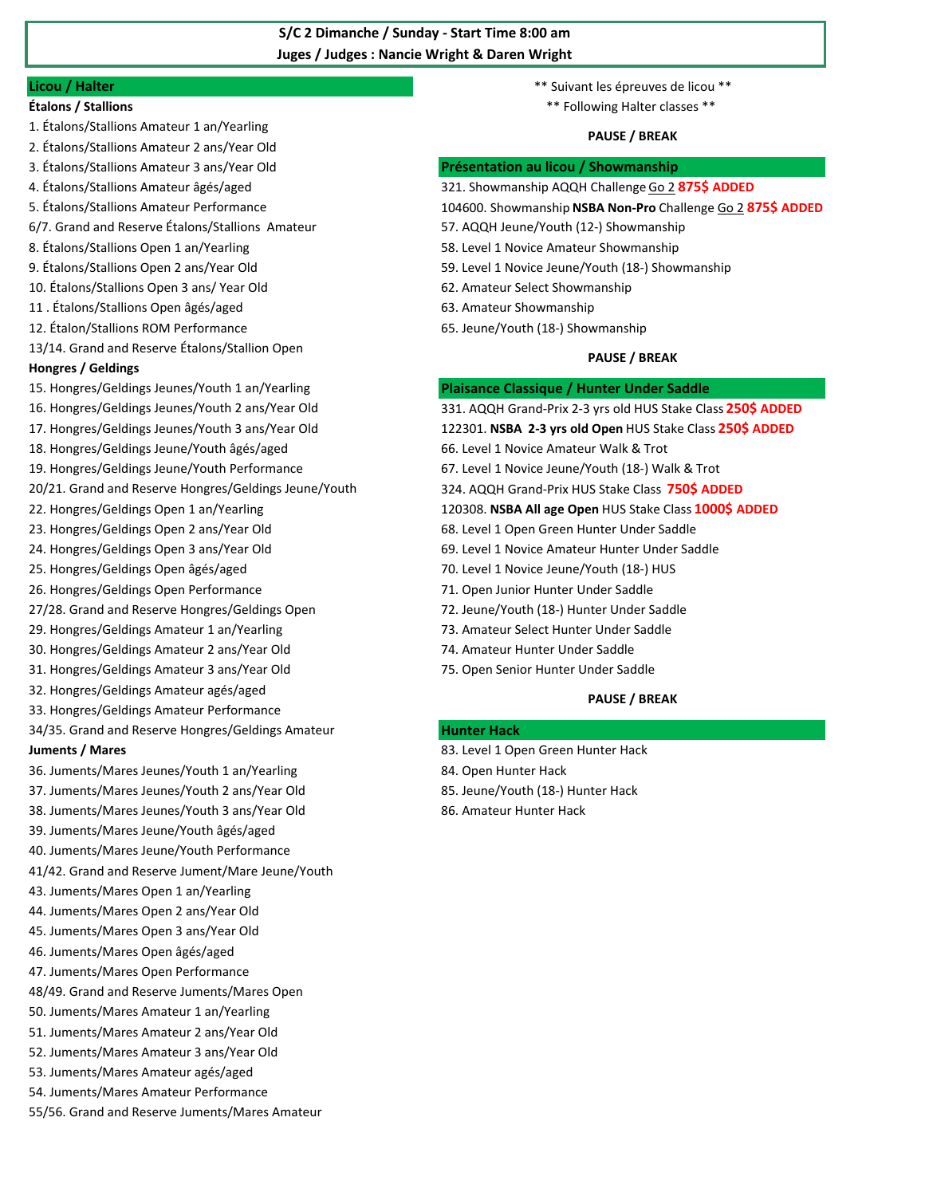**S/C 2 Dimanche / Sunday - Start Time 8:00 am**
**Juges / Judges : Nancie Wright & Daren Wright**

## Licou / Halter

**Étalons / Stallions**

1. Étalons/Stallions Amateur 1 an/Yearling
2. Étalons/Stallions Amateur 2 ans/Year Old
3. Étalons/Stallions Amateur 3 ans/Year Old
4. Étalons/Stallions Amateur âgés/aged
5. Étalons/Stallions Amateur Performance

6/7. Grand and Reserve Étalons/Stallions Amateur

8. Étalons/Stallions Open 1 an/Yearling
9. Étalons/Stallions Open 2 ans/Year Old
10. Étalons/Stallions Open 3 ans/ Year Old
11 . Étalons/Stallions Open âgés/aged
12. Étalon/Stallions ROM Performance

13/14. Grand and Reserve Étalons/Stallion Open

**Hongres / Geldings**

15. Hongres/Geldings Jeunes/Youth 1 an/Yearling
16. Hongres/Geldings Jeunes/Youth 2 ans/Year Old
17. Hongres/Geldings Jeunes/Youth 3 ans/Year Old
18. Hongres/Geldings Jeune/Youth âgés/aged
19. Hongres/Geldings Jeune/Youth Performance

20/21. Grand and Reserve Hongres/Geldings Jeune/Youth

22. Hongres/Geldings Open 1 an/Yearling
23. Hongres/Geldings Open 2 ans/Year Old
24. Hongres/Geldings Open 3 ans/Year Old
25. Hongres/Geldings Open âgés/aged
26. Hongres/Geldings Open Performance

27/28. Grand and Reserve Hongres/Geldings Open

29. Hongres/Geldings Amateur 1 an/Yearling
30. Hongres/Geldings Amateur 2 ans/Year Old
31. Hongres/Geldings Amateur 3 ans/Year Old
32. Hongres/Geldings Amateur agés/aged
33. Hongres/Geldings Amateur Performance

34/35. Grand and Reserve Hongres/Geldings Amateur

**Juments / Mares**

36. Juments/Mares Jeunes/Youth 1 an/Yearling
37. Juments/Mares Jeunes/Youth 2 ans/Year Old
38. Juments/Mares Jeunes/Youth 3 ans/Year Old
39. Juments/Mares Jeune/Youth âgés/aged
40. Juments/Mares Jeune/Youth Performance

41/42. Grand and Reserve Jument/Mare Jeune/Youth

43. Juments/Mares Open 1 an/Yearling
44. Juments/Mares Open 2 ans/Year Old
45. Juments/Mares Open 3 ans/Year Old
46. Juments/Mares Open âgés/aged
47. Juments/Mares Open Performance

48/49. Grand and Reserve Juments/Mares Open

50. Juments/Mares Amateur 1 an/Yearling
51. Juments/Mares Amateur 2 ans/Year Old
52. Juments/Mares Amateur 3 ans/Year Old
53. Juments/Mares Amateur agés/aged
54. Juments/Mares Amateur Performance

55/56. Grand and Reserve Juments/Mares Amateur

** Suivant les épreuves de licou **
** Following Halter classes **

**PAUSE / BREAK**

## Présentation au licou / Showmanship

321. Showmanship AQQH Challenge Go 2 **875$ ADDED**

104600. Showmanship **NSBA Non-Pro** Challenge Go 2 **875$ ADDED**

57. AQQH Jeune/Youth (12-) Showmanship
58. Level 1 Novice Amateur Showmanship
59. Level 1 Novice Jeune/Youth (18-) Showmanship
62. Amateur Select Showmanship
63. Amateur Showmanship
65. Jeune/Youth (18-) Showmanship

**PAUSE / BREAK**

## Plaisance Classique / Hunter Under Saddle

331. AQQH Grand-Prix 2-3 yrs old HUS Stake Class **250$ ADDED**

122301. **NSBA 2-3 yrs old Open** HUS Stake Class **250$ ADDED**

66. Level 1 Novice Amateur Walk & Trot
67. Level 1 Novice Jeune/Youth (18-) Walk & Trot

324. AQQH Grand-Prix HUS Stake Class **750$ ADDED**

120308. **NSBA All age Open** HUS Stake Class **1000$ ADDED**

68. Level 1 Open Green Hunter Under Saddle
69. Level 1 Novice Amateur Hunter Under Saddle
70. Level 1 Novice Jeune/Youth (18-) HUS
71. Open Junior Hunter Under Saddle
72. Jeune/Youth (18-) Hunter Under Saddle
73. Amateur Select Hunter Under Saddle
74. Amateur Hunter Under Saddle
75. Open Senior Hunter Under Saddle

**PAUSE / BREAK**

## Hunter Hack

83. Level 1 Open Green Hunter Hack
84. Open Hunter Hack
85. Jeune/Youth (18-) Hunter Hack
86. Amateur Hunter Hack